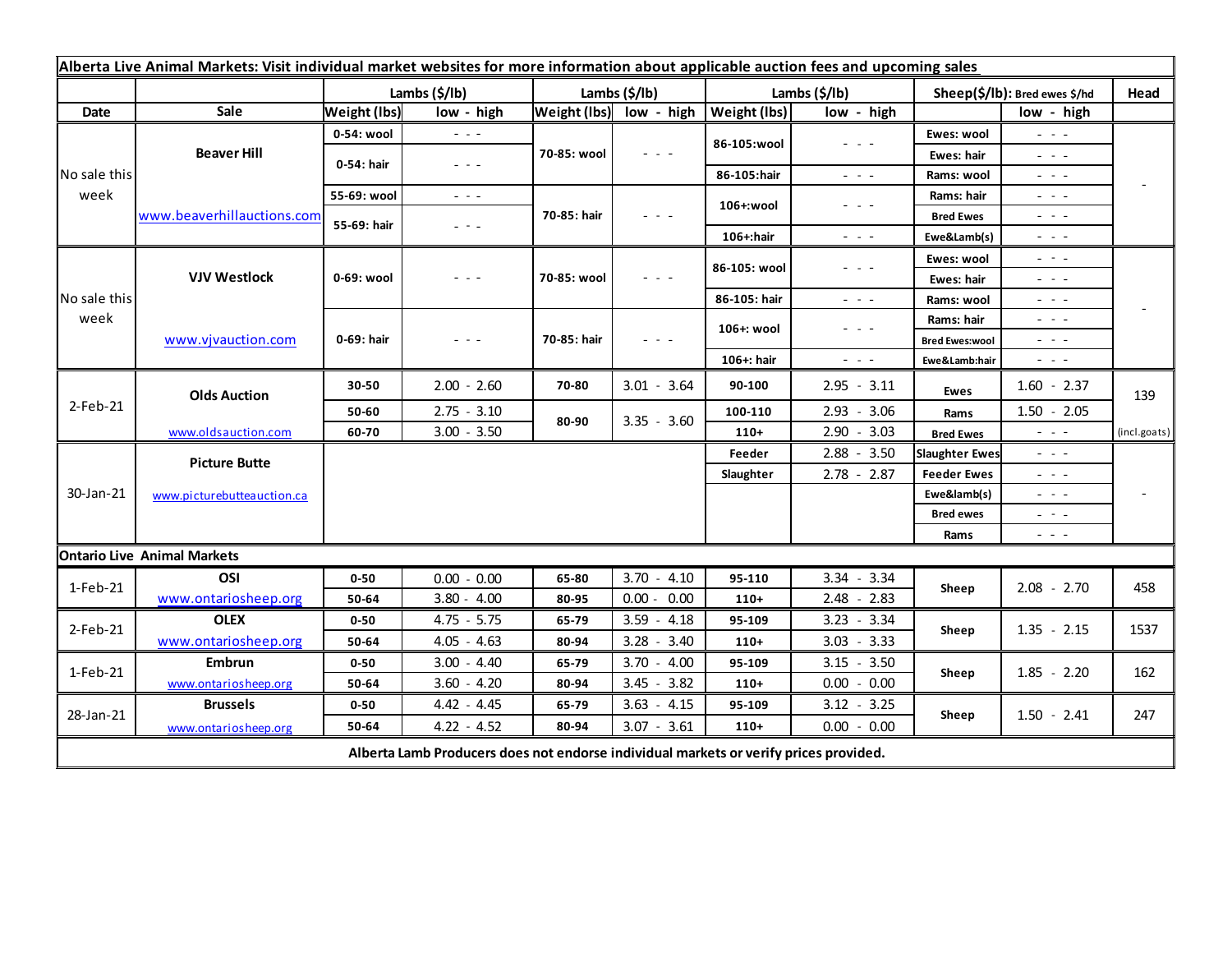**Alberta Live Animal Markets: Visit individual market websites for more information about applicable auction fees and upcoming sales**

| Date | Sale | Lambs ($/lb) Weight (lbs) | low - high | Lambs ($/lb) Weight (lbs) | low - high | Lambs ($/lb) Weight (lbs) | low - high | Sheep($/lb): Bred ewes $/hd | low - high | Head |
|---|---|---|---|---|---|---|---|---|---|---|
| No sale this week | Beaver Hill www.beaverhillauctions.com | 0-54: wool | - - - | 70-85: wool | - - - | 86-105:wool | - - - | Ewes: wool | - - - | - |
| | | 0-54: hair | - - - | | | | | Ewes: hair | - - - | |
| | | | | | | 86-105:hair | - - - | Rams: wool | - - - | |
| | | 55-69: wool | - - - | 70-85: hair | - - - | 106+:wool | - - - | Rams: hair | - - - | |
| | | 55-69: hair | - - - | | | | | Bred Ewes | - - - | |
| | | | | | | 106+:hair | - - - | Ewe&Lamb(s) | - - - | |
| No sale this week | VJV Westlock www.vjvauction.com | 0-69: wool | - - - | 70-85: wool | - - - | 86-105: wool | - - - | Ewes: wool | - - - | - |
| | | | | | | | | Ewes: hair | - - - | |
| | | | | | | 86-105: hair | - - - | Rams: wool | - - - | |
| | | 0-69: hair | - - - | 70-85: hair | - - - | 106+: wool | - - - | Rams: hair | - - - | |
| | | | | | | | | Bred Ewes:wool | - - - | |
| | | | | | | 106+: hair | - - - | Ewe&Lamb:hair | - - - | |
| 2-Feb-21 | Olds Auction www.oldsauction.com | 30-50 | 2.00 - 2.60 | 70-80 | 3.01 - 3.64 | 90-100 | 2.95 - 3.11 | Ewes | 1.60 - 2.37 | 139 (incl.goats) |
| | | 50-60 | 2.75 - 3.10 | 80-90 | 3.35 - 3.60 | 100-110 | 2.93 - 3.06 | Rams | 1.50 - 2.05 | |
| | | 60-70 | 3.00 - 3.50 | | | 110+ | 2.90 - 3.03 | Bred Ewes | - - - | |
| 30-Jan-21 | Picture Butte www.picturebutteauction.ca | | | | | Feeder | 2.88 - 3.50 | Slaughter Ewes | - - - | - |
| | | | | | | Slaughter | 2.78 - 2.87 | Feeder Ewes | - - - | |
| | | | | | | | | Ewe&lamb(s) | - - - | |
| | | | | | | | | Bred ewes | - - - | |
| | | | | | | | | Rams | - - - | |

**Ontario Live Animal Markets**

| Date | Sale | Weight (lbs) | low - high | Weight (lbs) | low - high | Weight (lbs) | low - high | | low - high | Head |
|---|---|---|---|---|---|---|---|---|---|---|
| 1-Feb-21 | OSI www.ontariosheep.org | 0-50 | 0.00 - 0.00 | 65-80 | 3.70 - 4.10 | 95-110 | 3.34 - 3.34 | Sheep | 2.08 - 2.70 | 458 |
| | | 50-64 | 3.80 - 4.00 | 80-95 | 0.00 - 0.00 | 110+ | 2.48 - 2.83 | | | |
| 2-Feb-21 | OLEX www.ontariosheep.org | 0-50 | 4.75 - 5.75 | 65-79 | 3.59 - 4.18 | 95-109 | 3.23 - 3.34 | Sheep | 1.35 - 2.15 | 1537 |
| | | 50-64 | 4.05 - 4.63 | 80-94 | 3.28 - 3.40 | 110+ | 3.03 - 3.33 | | | |
| 1-Feb-21 | Embrun www.ontariosheep.org | 0-50 | 3.00 - 4.40 | 65-79 | 3.70 - 4.00 | 95-109 | 3.15 - 3.50 | Sheep | 1.85 - 2.20 | 162 |
| | | 50-64 | 3.60 - 4.20 | 80-94 | 3.45 - 3.82 | 110+ | 0.00 - 0.00 | | | |
| 28-Jan-21 | Brussels www.ontariosheep.org | 0-50 | 4.42 - 4.45 | 65-79 | 3.63 - 4.15 | 95-109 | 3.12 - 3.25 | Sheep | 1.50 - 2.41 | 247 |
| | | 50-64 | 4.22 - 4.52 | 80-94 | 3.07 - 3.61 | 110+ | 0.00 - 0.00 | | | |

**Alberta Lamb Producers does not endorse individual markets or verify prices provided.**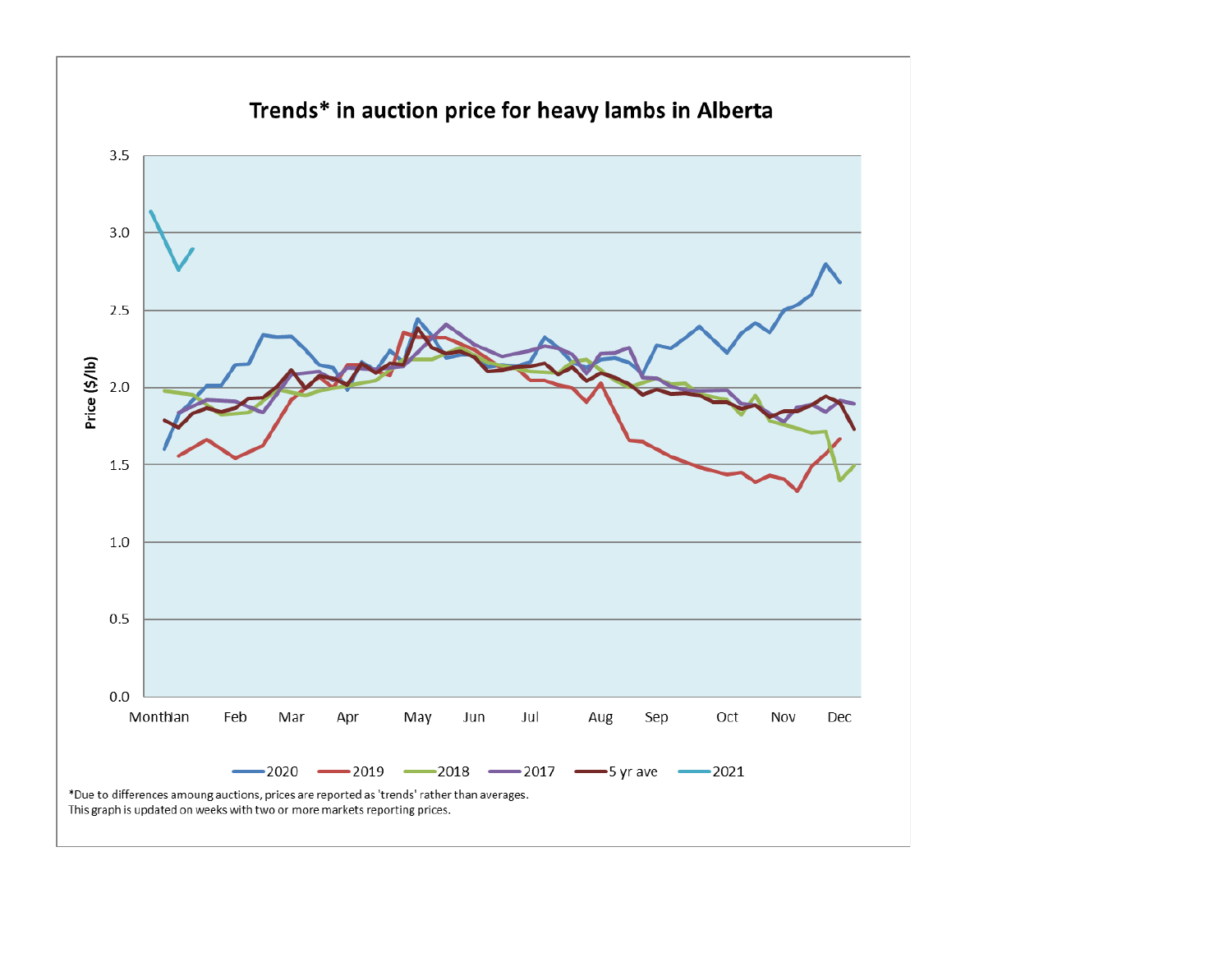## Trends* in auction price for heavy lambs in Alberta

Price ($/lb)

3.5
3.0
2.5
2.0
1.5
1.0
0.5
0.0

Month Jan Feb Mar Apr May Jun Jul Aug Sep Oct Nov Dec

2020 2019 2018 2017 5 yr ave 2021

*Due to differences amoung auctions, prices are reported as 'trends' rather than averages.
This graph is updated on weeks with two or more markets reporting prices.